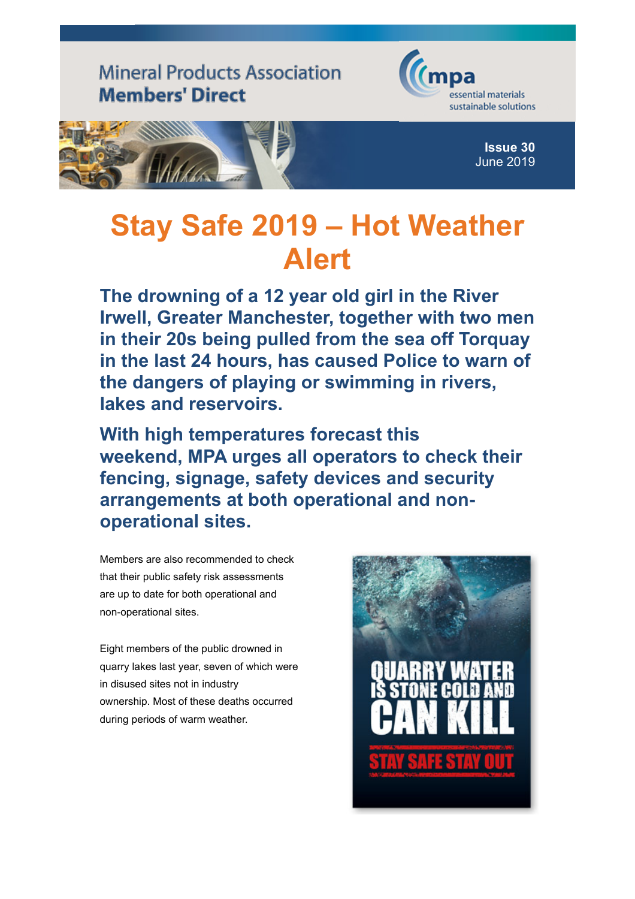Mineral Products Association
**Members' Direct**

mpa
essential materials
sustainable solutions

**Issue 30**
June 2019

# Stay Safe 2019 – Hot Weather Alert

**The drowning of a 12 year old girl in the River Irwell, Greater Manchester, together with two men in their 20s being pulled from the sea off Torquay in the last 24 hours, has caused Police to warn of the dangers of playing or swimming in rivers, lakes and reservoirs.**

**With high temperatures forecast this weekend, MPA urges all operators to check their fencing, signage, safety devices and security arrangements at both operational and non-operational sites.**

Members are also recommended to check that their public safety risk assessments are up to date for both operational and non-operational sites.

Eight members of the public drowned in quarry lakes last year, seven of which were in disused sites not in industry ownership. Most of these deaths occurred during periods of warm weather.

QUARRY WATER IS STONE COLD AND CAN KILL

STAY SAFE STAY OUT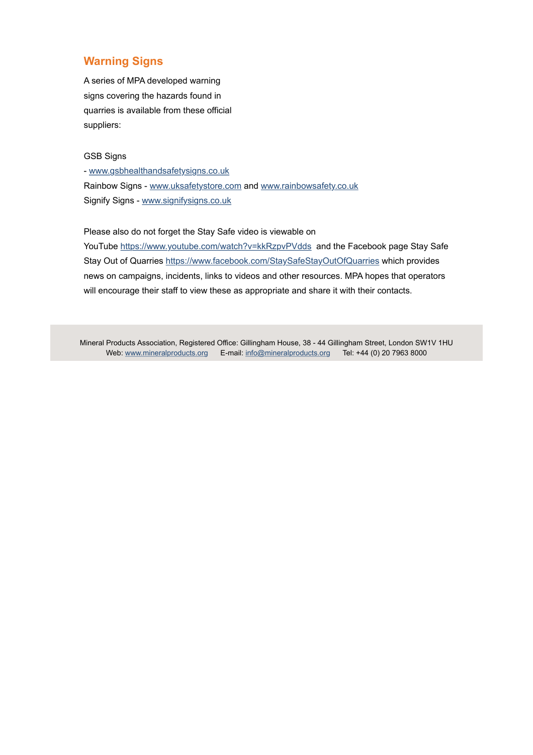## Warning Signs

A series of MPA developed warning signs covering the hazards found in quarries is available from these official suppliers:

GSB Signs
- www.gsbhealthandsafetysigns.co.uk
Rainbow Signs - www.uksafetystore.com and www.rainbowsafety.co.uk
Signify Signs - www.signifysigns.co.uk

Please also do not forget the Stay Safe video is viewable on YouTube https://www.youtube.com/watch?v=kkRzpvPVdds and the Facebook page Stay Safe Stay Out of Quarries https://www.facebook.com/StaySafeStayOutOfQuarries which provides news on campaigns, incidents, links to videos and other resources. MPA hopes that operators will encourage their staff to view these as appropriate and share it with their contacts.

Mineral Products Association, Registered Office: Gillingham House, 38 - 44 Gillingham Street, London SW1V 1HU
Web: www.mineralproducts.org E-mail: info@mineralproducts.org Tel: +44 (0) 20 7963 8000